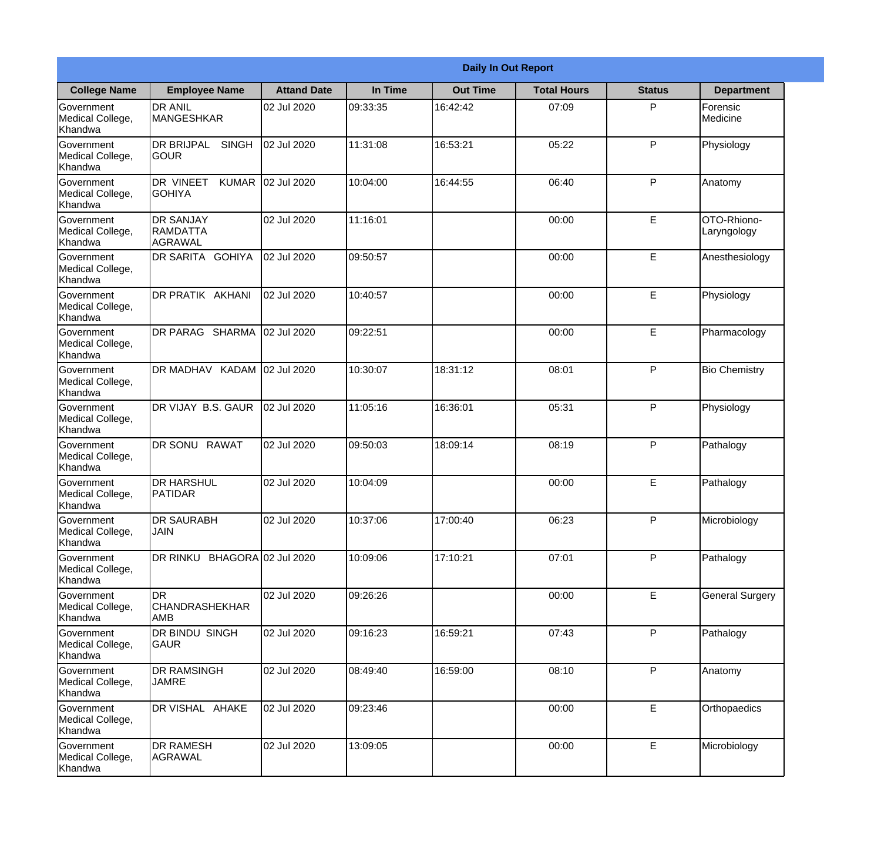**Daily In Out Report**

| College Name | Employee Name | Attand Date | In Time | Out Time | Total Hours | Status | Department |
|---|---|---|---|---|---|---|---|
| Government Medical College, Khandwa | DR ANIL MANGESHKAR | 02 Jul 2020 | 09:33:35 | 16:42:42 | 07:09 | P | Forensic Medicine |
| Government Medical College, Khandwa | DR BRIJPAL SINGH GOUR | 02 Jul 2020 | 11:31:08 | 16:53:21 | 05:22 | P | Physiology |
| Government Medical College, Khandwa | DR VINEET KUMAR GOHIYA | 02 Jul 2020 | 10:04:00 | 16:44:55 | 06:40 | P | Anatomy |
| Government Medical College, Khandwa | DR SANJAY RAMDATTA AGRAWAL | 02 Jul 2020 | 11:16:01 | | 00:00 | E | OTO-Rhiono-Laryngology |
| Government Medical College, Khandwa | DR SARITA GOHIYA | 02 Jul 2020 | 09:50:57 | | 00:00 | E | Anesthesiology |
| Government Medical College, Khandwa | DR PRATIK AKHANI | 02 Jul 2020 | 10:40:57 | | 00:00 | E | Physiology |
| Government Medical College, Khandwa | DR PARAG SHARMA | 02 Jul 2020 | 09:22:51 | | 00:00 | E | Pharmacology |
| Government Medical College, Khandwa | DR MADHAV KADAM | 02 Jul 2020 | 10:30:07 | 18:31:12 | 08:01 | P | Bio Chemistry |
| Government Medical College, Khandwa | DR VIJAY B.S. GAUR | 02 Jul 2020 | 11:05:16 | 16:36:01 | 05:31 | P | Physiology |
| Government Medical College, Khandwa | DR SONU RAWAT | 02 Jul 2020 | 09:50:03 | 18:09:14 | 08:19 | P | Pathalogy |
| Government Medical College, Khandwa | DR HARSHUL PATIDAR | 02 Jul 2020 | 10:04:09 | | 00:00 | E | Pathalogy |
| Government Medical College, Khandwa | DR SAURABH JAIN | 02 Jul 2020 | 10:37:06 | 17:00:40 | 06:23 | P | Microbiology |
| Government Medical College, Khandwa | DR RINKU BHAGORA | 02 Jul 2020 | 10:09:06 | 17:10:21 | 07:01 | P | Pathalogy |
| Government Medical College, Khandwa | DR CHANDRASHEKHAR AMB | 02 Jul 2020 | 09:26:26 | | 00:00 | E | General Surgery |
| Government Medical College, Khandwa | DR BINDU SINGH GAUR | 02 Jul 2020 | 09:16:23 | 16:59:21 | 07:43 | P | Pathalogy |
| Government Medical College, Khandwa | DR RAMSINGH JAMRE | 02 Jul 2020 | 08:49:40 | 16:59:00 | 08:10 | P | Anatomy |
| Government Medical College, Khandwa | DR VISHAL AHAKE | 02 Jul 2020 | 09:23:46 | | 00:00 | E | Orthopaedics |
| Government Medical College, Khandwa | DR RAMESH AGRAWAL | 02 Jul 2020 | 13:09:05 | | 00:00 | E | Microbiology |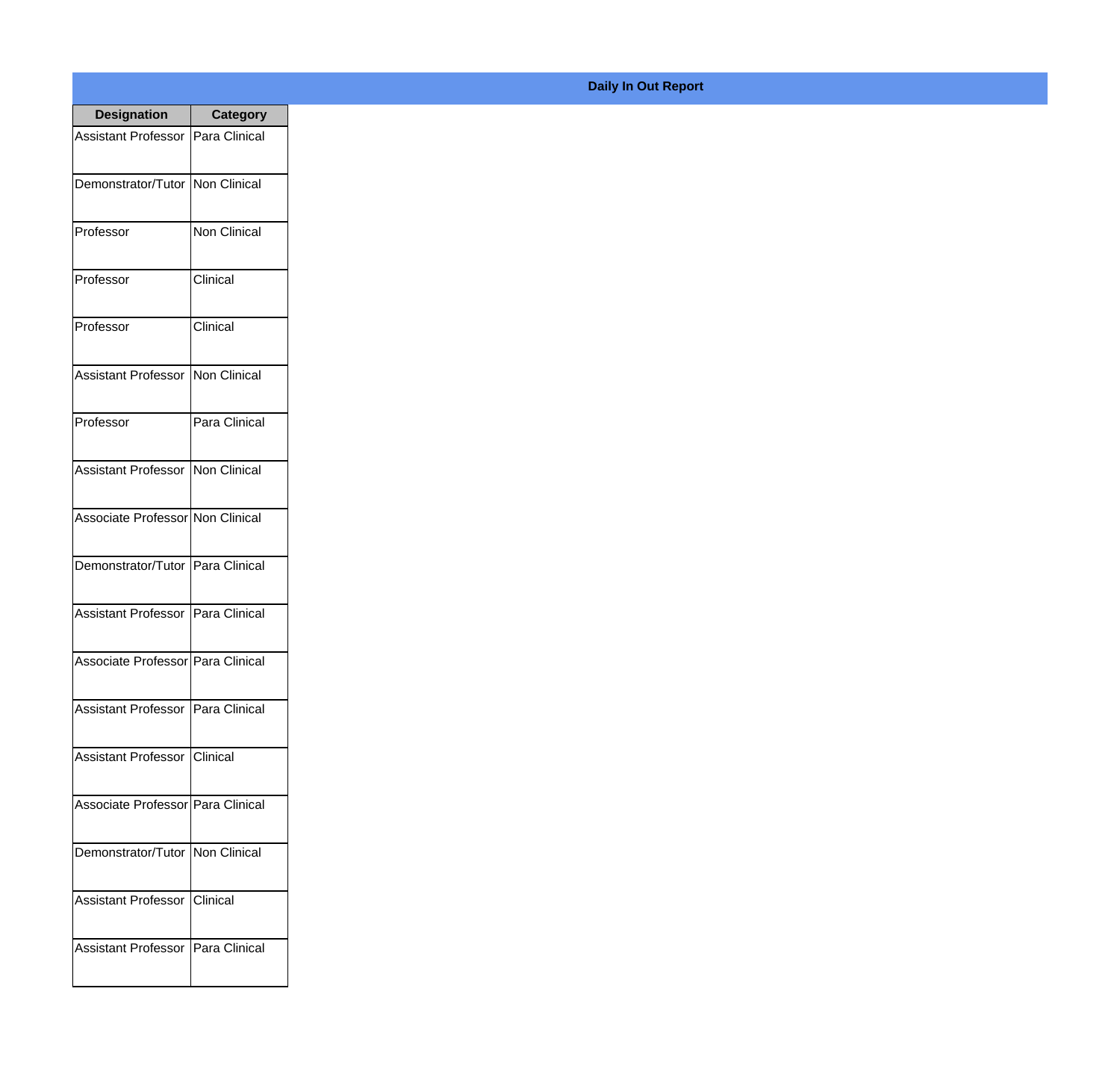**Daily In Out Report**

| Designation | Category |
|---|---|
| Assistant Professor | Para Clinical |
| Demonstrator/Tutor | Non Clinical |
| Professor | Non Clinical |
| Professor | Clinical |
| Professor | Clinical |
| Assistant Professor | Non Clinical |
| Professor | Para Clinical |
| Assistant Professor | Non Clinical |
| Associate Professor | Non Clinical |
| Demonstrator/Tutor | Para Clinical |
| Assistant Professor | Para Clinical |
| Associate Professor | Para Clinical |
| Assistant Professor | Para Clinical |
| Assistant Professor | Clinical |
| Associate Professor | Para Clinical |
| Demonstrator/Tutor | Non Clinical |
| Assistant Professor | Clinical |
| Assistant Professor | Para Clinical |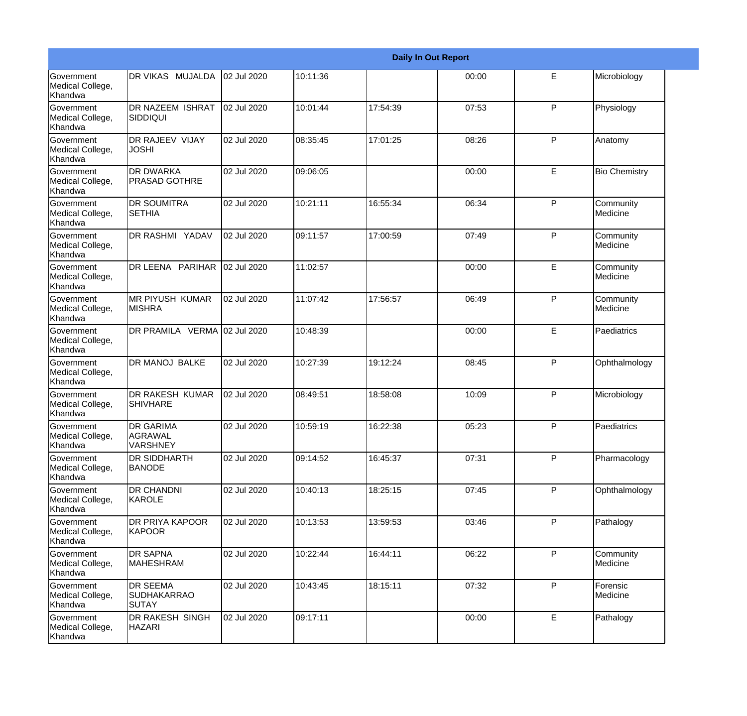| Daily In Out Report | | | | | | | |
|---|---|---|---|---|---|---|---|
| Government Medical College, Khandwa | DR VIKAS MUJALDA | 02 Jul 2020 | 10:11:36 | | 00:00 | E | Microbiology |
| Government Medical College, Khandwa | DR NAZEEM ISHRAT SIDDIQUI | 02 Jul 2020 | 10:01:44 | 17:54:39 | 07:53 | P | Physiology |
| Government Medical College, Khandwa | DR RAJEEV VIJAY JOSHI | 02 Jul 2020 | 08:35:45 | 17:01:25 | 08:26 | P | Anatomy |
| Government Medical College, Khandwa | DR DWARKA PRASAD GOTHRE | 02 Jul 2020 | 09:06:05 | | 00:00 | E | Bio Chemistry |
| Government Medical College, Khandwa | DR SOUMITRA SETHIA | 02 Jul 2020 | 10:21:11 | 16:55:34 | 06:34 | P | Community Medicine |
| Government Medical College, Khandwa | DR RASHMI YADAV | 02 Jul 2020 | 09:11:57 | 17:00:59 | 07:49 | P | Community Medicine |
| Government Medical College, Khandwa | DR LEENA PARIHAR | 02 Jul 2020 | 11:02:57 | | 00:00 | E | Community Medicine |
| Government Medical College, Khandwa | MR PIYUSH KUMAR MISHRA | 02 Jul 2020 | 11:07:42 | 17:56:57 | 06:49 | P | Community Medicine |
| Government Medical College, Khandwa | DR PRAMILA VERMA | 02 Jul 2020 | 10:48:39 | | 00:00 | E | Paediatrics |
| Government Medical College, Khandwa | DR MANOJ BALKE | 02 Jul 2020 | 10:27:39 | 19:12:24 | 08:45 | P | Ophthalmology |
| Government Medical College, Khandwa | DR RAKESH KUMAR SHIVHARE | 02 Jul 2020 | 08:49:51 | 18:58:08 | 10:09 | P | Microbiology |
| Government Medical College, Khandwa | DR GARIMA AGRAWAL VARSHNEY | 02 Jul 2020 | 10:59:19 | 16:22:38 | 05:23 | P | Paediatrics |
| Government Medical College, Khandwa | DR SIDDHARTH BANODE | 02 Jul 2020 | 09:14:52 | 16:45:37 | 07:31 | P | Pharmacology |
| Government Medical College, Khandwa | DR CHANDNI KAROLE | 02 Jul 2020 | 10:40:13 | 18:25:15 | 07:45 | P | Ophthalmology |
| Government Medical College, Khandwa | DR PRIYA KAPOOR KAPOOR | 02 Jul 2020 | 10:13:53 | 13:59:53 | 03:46 | P | Pathalogy |
| Government Medical College, Khandwa | DR SAPNA MAHESHRAM | 02 Jul 2020 | 10:22:44 | 16:44:11 | 06:22 | P | Community Medicine |
| Government Medical College, Khandwa | DR SEEMA SUDHAKARRAO SUTAY | 02 Jul 2020 | 10:43:45 | 18:15:11 | 07:32 | P | Forensic Medicine |
| Government Medical College, Khandwa | DR RAKESH SINGH HAZARI | 02 Jul 2020 | 09:17:11 | | 00:00 | E | Pathalogy |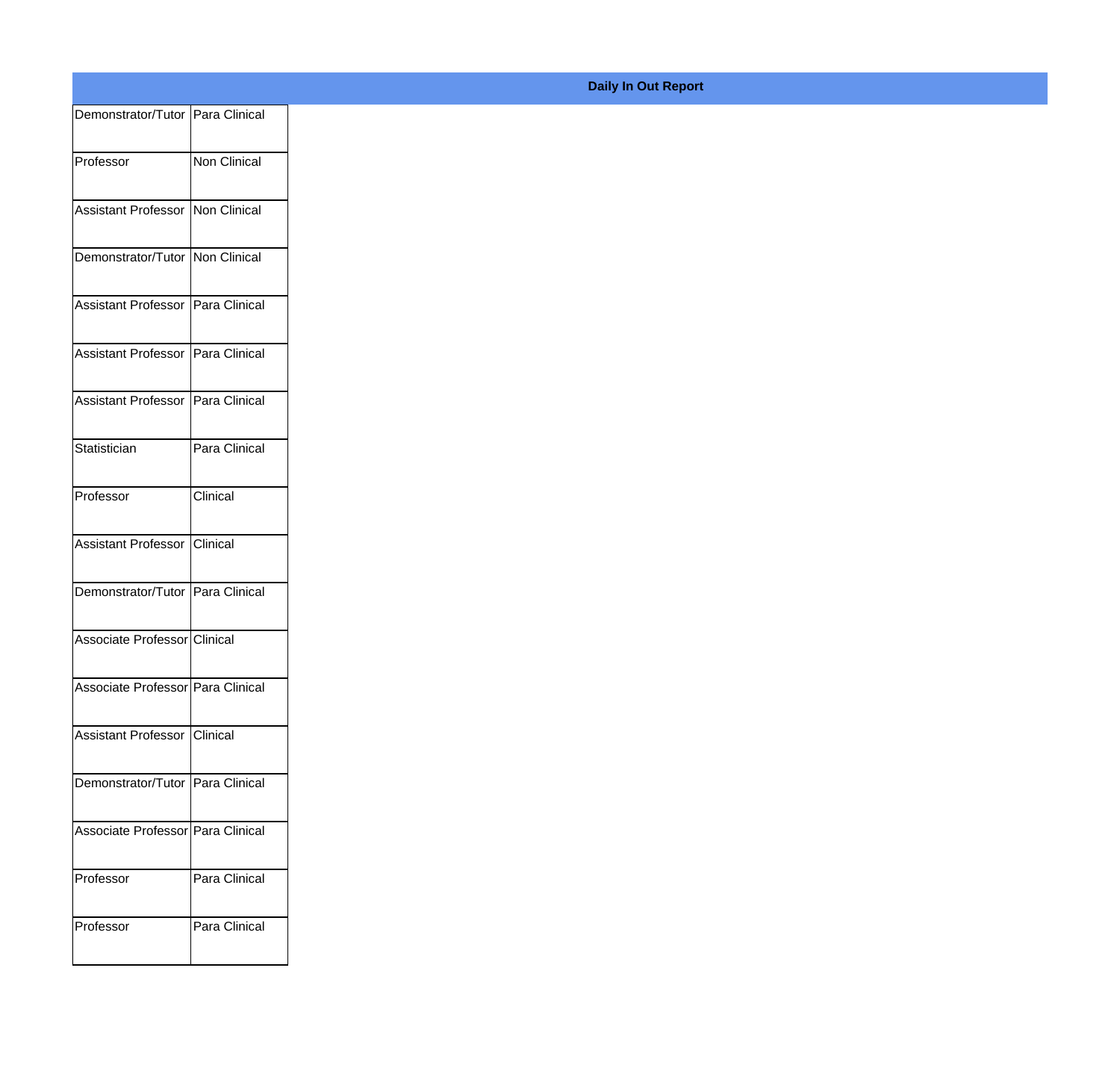**Daily In Out Report**

| | |
|---|---|
| Demonstrator/Tutor | Para Clinical |
| Professor | Non Clinical |
| Assistant Professor | Non Clinical |
| Demonstrator/Tutor | Non Clinical |
| Assistant Professor | Para Clinical |
| Assistant Professor | Para Clinical |
| Assistant Professor | Para Clinical |
| Statistician | Para Clinical |
| Professor | Clinical |
| Assistant Professor | Clinical |
| Demonstrator/Tutor | Para Clinical |
| Associate Professor | Clinical |
| Associate Professor | Para Clinical |
| Assistant Professor | Clinical |
| Demonstrator/Tutor | Para Clinical |
| Associate Professor | Para Clinical |
| Professor | Para Clinical |
| Professor | Para Clinical |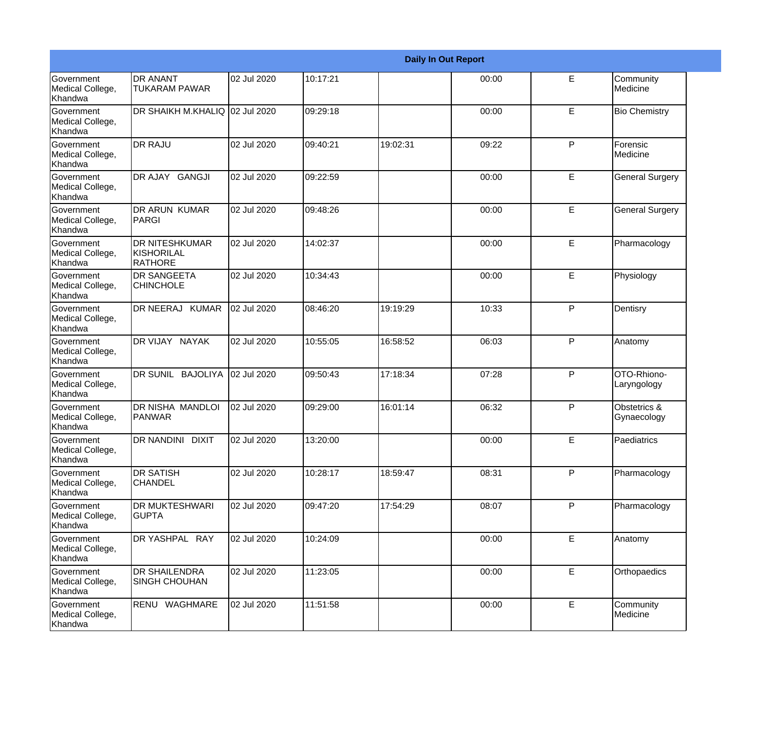| Daily In Out Report | | | | | | | |
|---|---|---|---|---|---|---|---|
| Government Medical College, Khandwa | DR ANANT TUKARAM PAWAR | 02 Jul 2020 | 10:17:21 | | 00:00 | E | Community Medicine |
| Government Medical College, Khandwa | DR SHAIKH M.KHALIQ | 02 Jul 2020 | 09:29:18 | | 00:00 | E | Bio Chemistry |
| Government Medical College, Khandwa | DR RAJU | 02 Jul 2020 | 09:40:21 | 19:02:31 | 09:22 | P | Forensic Medicine |
| Government Medical College, Khandwa | DR AJAY GANGJI | 02 Jul 2020 | 09:22:59 | | 00:00 | E | General Surgery |
| Government Medical College, Khandwa | DR ARUN KUMAR PARGI | 02 Jul 2020 | 09:48:26 | | 00:00 | E | General Surgery |
| Government Medical College, Khandwa | DR NITESHKUMAR KISHORILAL RATHORE | 02 Jul 2020 | 14:02:37 | | 00:00 | E | Pharmacology |
| Government Medical College, Khandwa | DR SANGEETA CHINCHOLE | 02 Jul 2020 | 10:34:43 | | 00:00 | E | Physiology |
| Government Medical College, Khandwa | DR NEERAJ KUMAR | 02 Jul 2020 | 08:46:20 | 19:19:29 | 10:33 | P | Dentisry |
| Government Medical College, Khandwa | DR VIJAY NAYAK | 02 Jul 2020 | 10:55:05 | 16:58:52 | 06:03 | P | Anatomy |
| Government Medical College, Khandwa | DR SUNIL BAJOLIYA | 02 Jul 2020 | 09:50:43 | 17:18:34 | 07:28 | P | OTO-Rhiono-Laryngology |
| Government Medical College, Khandwa | DR NISHA MANDLOI PANWAR | 02 Jul 2020 | 09:29:00 | 16:01:14 | 06:32 | P | Obstetrics & Gynaecology |
| Government Medical College, Khandwa | DR NANDINI DIXIT | 02 Jul 2020 | 13:20:00 | | 00:00 | E | Paediatrics |
| Government Medical College, Khandwa | DR SATISH CHANDEL | 02 Jul 2020 | 10:28:17 | 18:59:47 | 08:31 | P | Pharmacology |
| Government Medical College, Khandwa | DR MUKTESHWARI GUPTA | 02 Jul 2020 | 09:47:20 | 17:54:29 | 08:07 | P | Pharmacology |
| Government Medical College, Khandwa | DR YASHPAL RAY | 02 Jul 2020 | 10:24:09 | | 00:00 | E | Anatomy |
| Government Medical College, Khandwa | DR SHAILENDRA SINGH CHOUHAN | 02 Jul 2020 | 11:23:05 | | 00:00 | E | Orthopaedics |
| Government Medical College, Khandwa | RENU WAGHMARE | 02 Jul 2020 | 11:51:58 | | 00:00 | E | Community Medicine |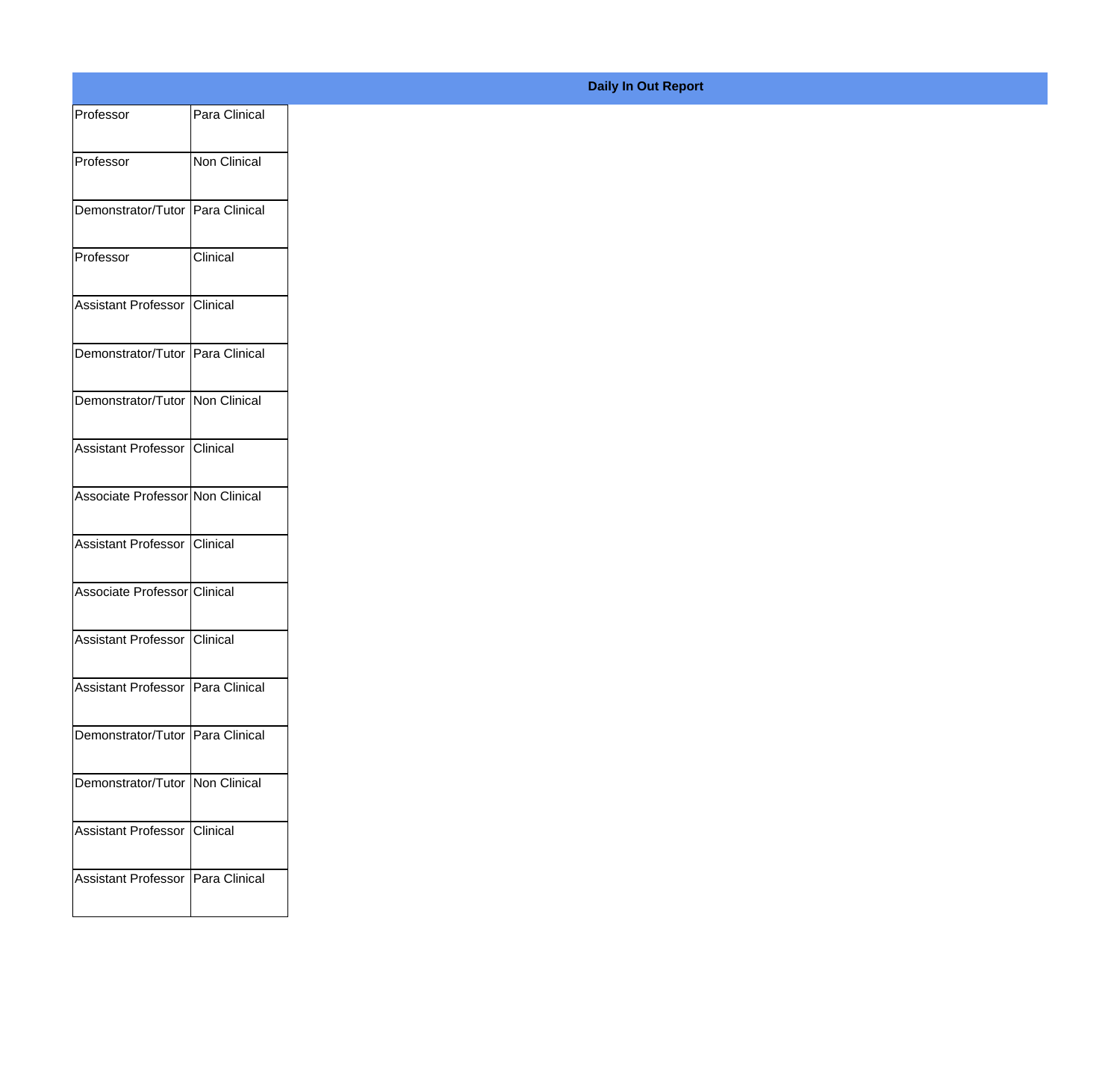**Daily In Out Report**

| | |
|---|---|
| Professor | Para Clinical |
| Professor | Non Clinical |
| Demonstrator/Tutor | Para Clinical |
| Professor | Clinical |
| Assistant Professor | Clinical |
| Demonstrator/Tutor | Para Clinical |
| Demonstrator/Tutor | Non Clinical |
| Assistant Professor | Clinical |
| Associate Professor | Non Clinical |
| Assistant Professor | Clinical |
| Associate Professor | Clinical |
| Assistant Professor | Clinical |
| Assistant Professor | Para Clinical |
| Demonstrator/Tutor | Para Clinical |
| Demonstrator/Tutor | Non Clinical |
| Assistant Professor | Clinical |
| Assistant Professor | Para Clinical |